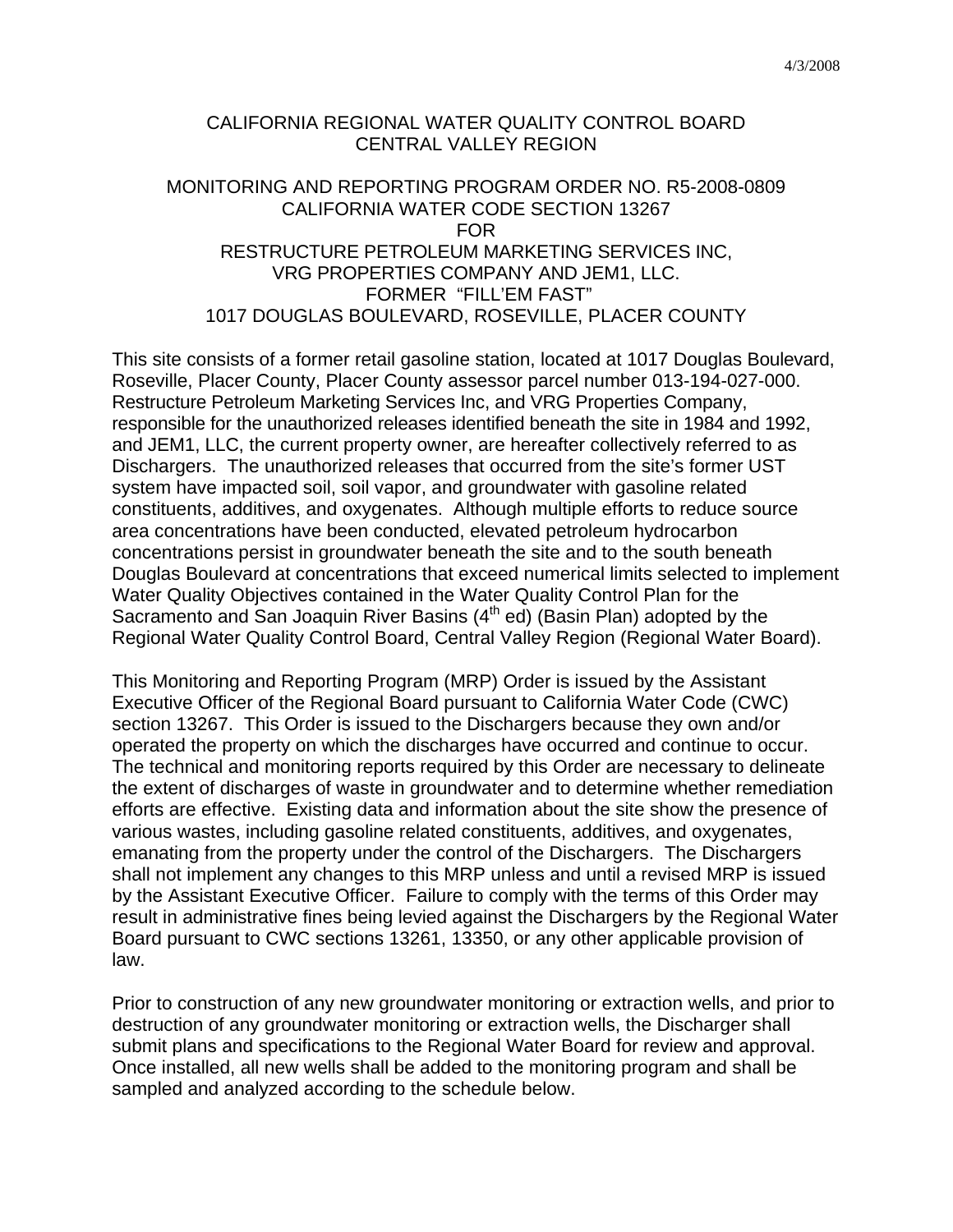4/3/2008

# CALIFORNIA REGIONAL WATER QUALITY CONTROL BOARD
# CENTRAL VALLEY REGION

## MONITORING AND REPORTING PROGRAM ORDER NO. R5-2008-0809
## CALIFORNIA WATER CODE SECTION 13267
## FOR
## RESTRUCTURE PETROLEUM MARKETING SERVICES INC, VRG PROPERTIES COMPANY AND JEM1, LLC.
## FORMER "FILL'EM FAST"
## 1017 DOUGLAS BOULEVARD, ROSEVILLE, PLACER COUNTY

This site consists of a former retail gasoline station, located at 1017 Douglas Boulevard, Roseville, Placer County, Placer County assessor parcel number 013-194-027-000. Restructure Petroleum Marketing Services Inc, and VRG Properties Company, responsible for the unauthorized releases identified beneath the site in 1984 and 1992, and JEM1, LLC, the current property owner, are hereafter collectively referred to as Dischargers. The unauthorized releases that occurred from the site's former UST system have impacted soil, soil vapor, and groundwater with gasoline related constituents, additives, and oxygenates. Although multiple efforts to reduce source area concentrations have been conducted, elevated petroleum hydrocarbon concentrations persist in groundwater beneath the site and to the south beneath Douglas Boulevard at concentrations that exceed numerical limits selected to implement Water Quality Objectives contained in the Water Quality Control Plan for the Sacramento and San Joaquin River Basins (4th ed) (Basin Plan) adopted by the Regional Water Quality Control Board, Central Valley Region (Regional Water Board).

This Monitoring and Reporting Program (MRP) Order is issued by the Assistant Executive Officer of the Regional Board pursuant to California Water Code (CWC) section 13267. This Order is issued to the Dischargers because they own and/or operated the property on which the discharges have occurred and continue to occur. The technical and monitoring reports required by this Order are necessary to delineate the extent of discharges of waste in groundwater and to determine whether remediation efforts are effective. Existing data and information about the site show the presence of various wastes, including gasoline related constituents, additives, and oxygenates, emanating from the property under the control of the Dischargers. The Dischargers shall not implement any changes to this MRP unless and until a revised MRP is issued by the Assistant Executive Officer. Failure to comply with the terms of this Order may result in administrative fines being levied against the Dischargers by the Regional Water Board pursuant to CWC sections 13261, 13350, or any other applicable provision of law.

Prior to construction of any new groundwater monitoring or extraction wells, and prior to destruction of any groundwater monitoring or extraction wells, the Discharger shall submit plans and specifications to the Regional Water Board for review and approval. Once installed, all new wells shall be added to the monitoring program and shall be sampled and analyzed according to the schedule below.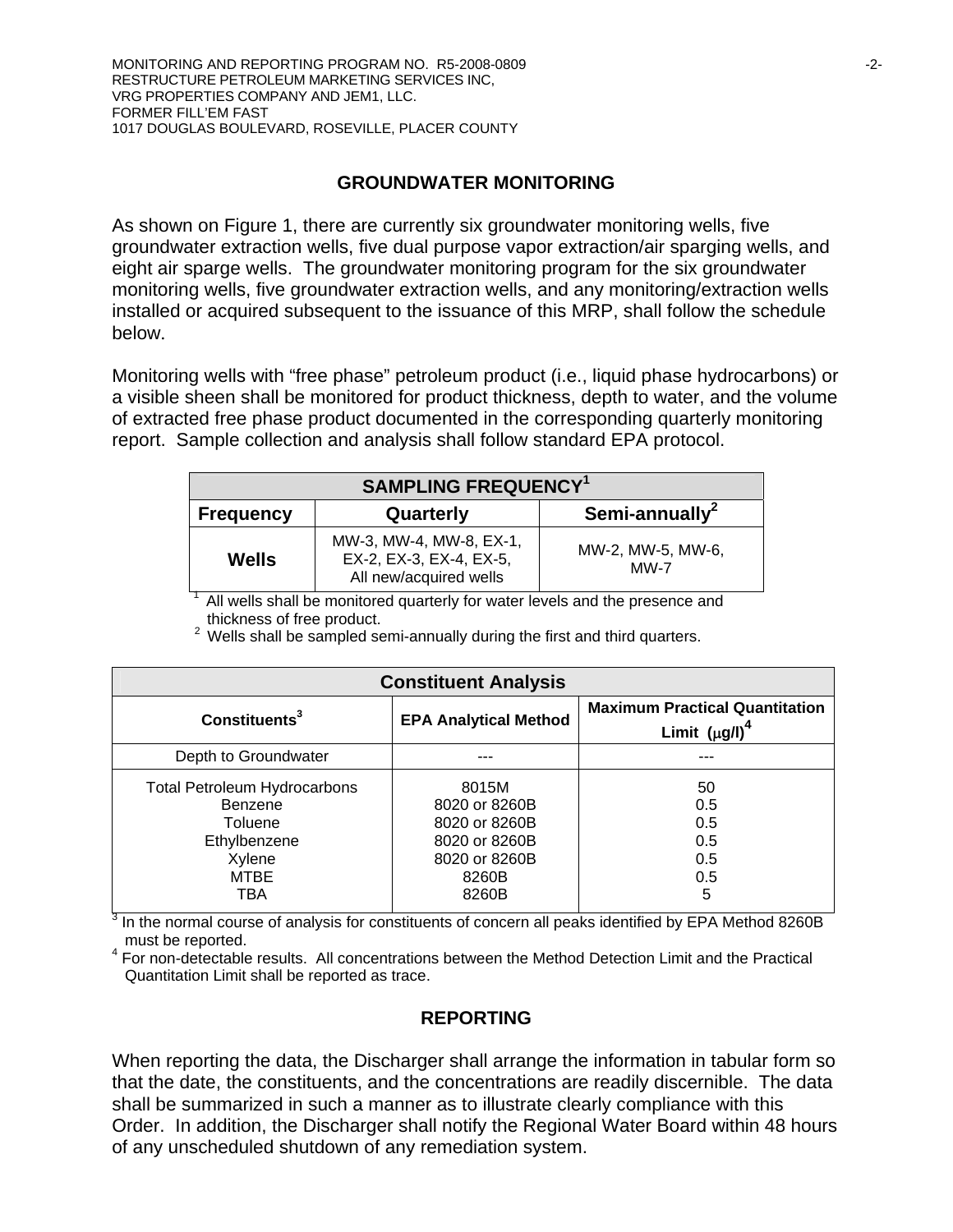## GROUNDWATER MONITORING

As shown on Figure 1, there are currently six groundwater monitoring wells, five groundwater extraction wells, five dual purpose vapor extraction/air sparging wells, and eight air sparge wells. The groundwater monitoring program for the six groundwater monitoring wells, five groundwater extraction wells, and any monitoring/extraction wells installed or acquired subsequent to the issuance of this MRP, shall follow the schedule below.

Monitoring wells with "free phase" petroleum product (i.e., liquid phase hydrocarbons) or a visible sheen shall be monitored for product thickness, depth to water, and the volume of extracted free phase product documented in the corresponding quarterly monitoring report. Sample collection and analysis shall follow standard EPA protocol.

| SAMPLING FREQUENCY[1] | | |
|---|---|---|
| **Frequency** | **Quarterly** | **Semi-annually[2]** |
| **Wells** | MW-3, MW-4, MW-8, EX-1, EX-2, EX-3, EX-4, EX-5, All new/acquired wells | MW-2, MW-5, MW-6, MW-7 |

[1] All wells shall be monitored quarterly for water levels and the presence and thickness of free product.
[2] Wells shall be sampled semi-annually during the first and third quarters.

| Constituent Analysis | | |
|---|---|---|
| **Constituents[3]** | **EPA Analytical Method** | **Maximum Practical Quantitation Limit ($\mu$g/l)[4]** |
| Depth to Groundwater | --- | --- |
| Total Petroleum Hydrocarbons | 8015M | 50 |
| Benzene | 8020 or 8260B | 0.5 |
| Toluene | 8020 or 8260B | 0.5 |
| Ethylbenzene | 8020 or 8260B | 0.5 |
| Xylene | 8020 or 8260B | 0.5 |
| MTBE | 8260B | 0.5 |
| TBA | 8260B | 5 |

[3] In the normal course of analysis for constituents of concern all peaks identified by EPA Method 8260B must be reported.
[4] For non-detectable results. All concentrations between the Method Detection Limit and the Practical Quantitation Limit shall be reported as trace.

## REPORTING

When reporting the data, the Discharger shall arrange the information in tabular form so that the date, the constituents, and the concentrations are readily discernible. The data shall be summarized in such a manner as to illustrate clearly compliance with this Order. In addition, the Discharger shall notify the Regional Water Board within 48 hours of any unscheduled shutdown of any remediation system.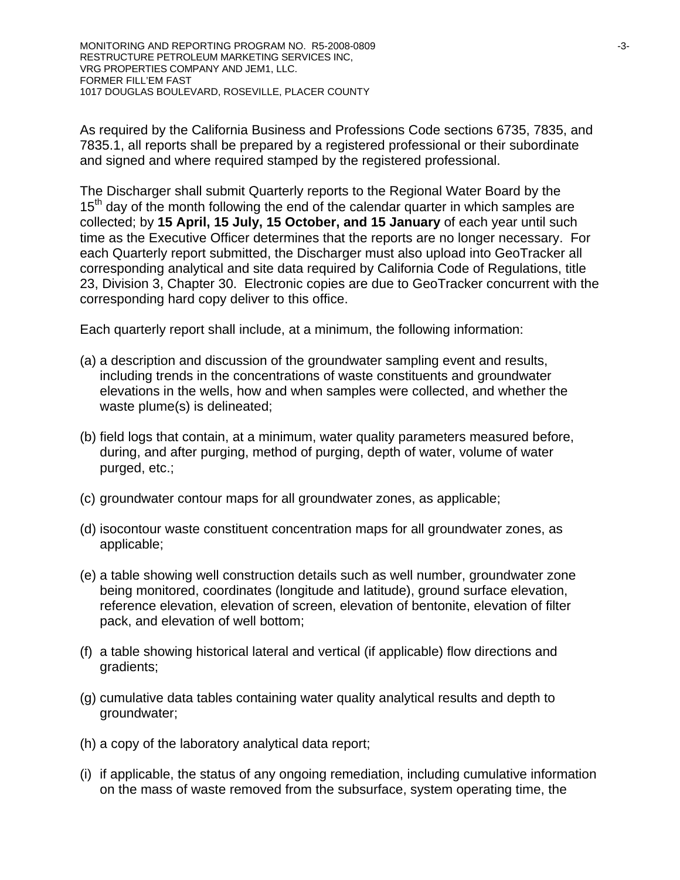As required by the California Business and Professions Code sections 6735, 7835, and 7835.1, all reports shall be prepared by a registered professional or their subordinate and signed and where required stamped by the registered professional.

The Discharger shall submit Quarterly reports to the Regional Water Board by the 15th day of the month following the end of the calendar quarter in which samples are collected; by **15 April, 15 July, 15 October, and 15 January** of each year until such time as the Executive Officer determines that the reports are no longer necessary. For each Quarterly report submitted, the Discharger must also upload into GeoTracker all corresponding analytical and site data required by California Code of Regulations, title 23, Division 3, Chapter 30. Electronic copies are due to GeoTracker concurrent with the corresponding hard copy deliver to this office.

Each quarterly report shall include, at a minimum, the following information:

(a) a description and discussion of the groundwater sampling event and results, including trends in the concentrations of waste constituents and groundwater elevations in the wells, how and when samples were collected, and whether the waste plume(s) is delineated;

(b) field logs that contain, at a minimum, water quality parameters measured before, during, and after purging, method of purging, depth of water, volume of water purged, etc.;

(c) groundwater contour maps for all groundwater zones, as applicable;

(d) isocontour waste constituent concentration maps for all groundwater zones, as applicable;

(e) a table showing well construction details such as well number, groundwater zone being monitored, coordinates (longitude and latitude), ground surface elevation, reference elevation, elevation of screen, elevation of bentonite, elevation of filter pack, and elevation of well bottom;

(f) a table showing historical lateral and vertical (if applicable) flow directions and gradients;

(g) cumulative data tables containing water quality analytical results and depth to groundwater;

(h) a copy of the laboratory analytical data report;

(i) if applicable, the status of any ongoing remediation, including cumulative information on the mass of waste removed from the subsurface, system operating time, the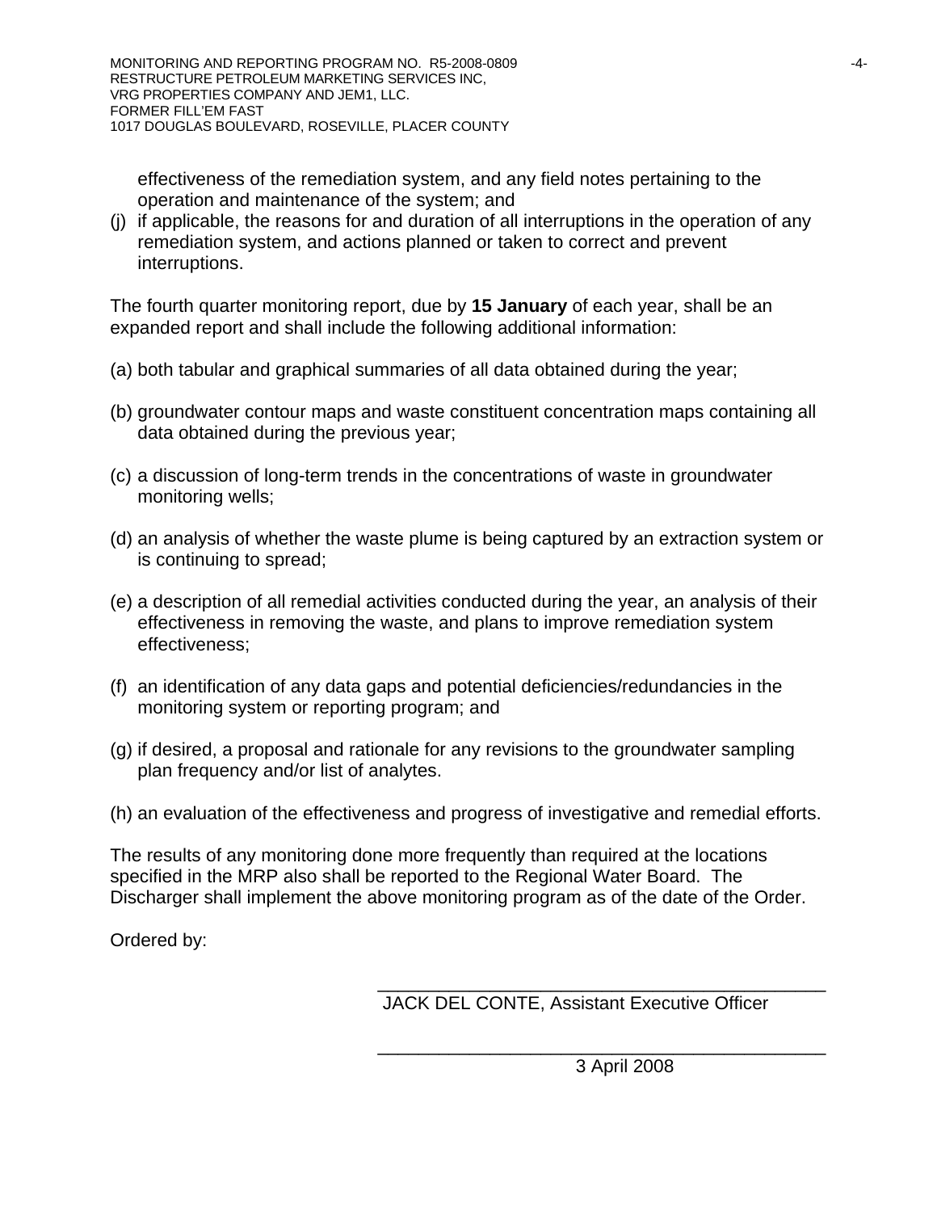effectiveness of the remediation system, and any field notes pertaining to the operation and maintenance of the system; and

(j) if applicable, the reasons for and duration of all interruptions in the operation of any remediation system, and actions planned or taken to correct and prevent interruptions.

The fourth quarter monitoring report, due by **15 January** of each year, shall be an expanded report and shall include the following additional information:

(a) both tabular and graphical summaries of all data obtained during the year;

(b) groundwater contour maps and waste constituent concentration maps containing all data obtained during the previous year;

(c) a discussion of long-term trends in the concentrations of waste in groundwater monitoring wells;

(d) an analysis of whether the waste plume is being captured by an extraction system or is continuing to spread;

(e) a description of all remedial activities conducted during the year, an analysis of their effectiveness in removing the waste, and plans to improve remediation system effectiveness;

(f) an identification of any data gaps and potential deficiencies/redundancies in the monitoring system or reporting program; and

(g) if desired, a proposal and rationale for any revisions to the groundwater sampling plan frequency and/or list of analytes.

(h) an evaluation of the effectiveness and progress of investigative and remedial efforts.

The results of any monitoring done more frequently than required at the locations specified in the MRP also shall be reported to the Regional Water Board. The Discharger shall implement the above monitoring program as of the date of the Order.

Ordered by:

\_\_\_\_\_\_\_\_\_\_\_\_\_\_\_\_\_\_\_\_\_\_\_\_\_\_\_\_\_\_\_\_\_\_\_\_\_\_\_\_\_\_\_\_\_
JACK DEL CONTE, Assistant Executive Officer

\_\_\_\_\_\_\_\_\_\_\_\_\_\_\_\_\_\_\_\_\_\_\_\_\_\_\_\_\_\_\_\_\_\_\_\_\_\_\_\_\_\_\_\_\_
3 April 2008